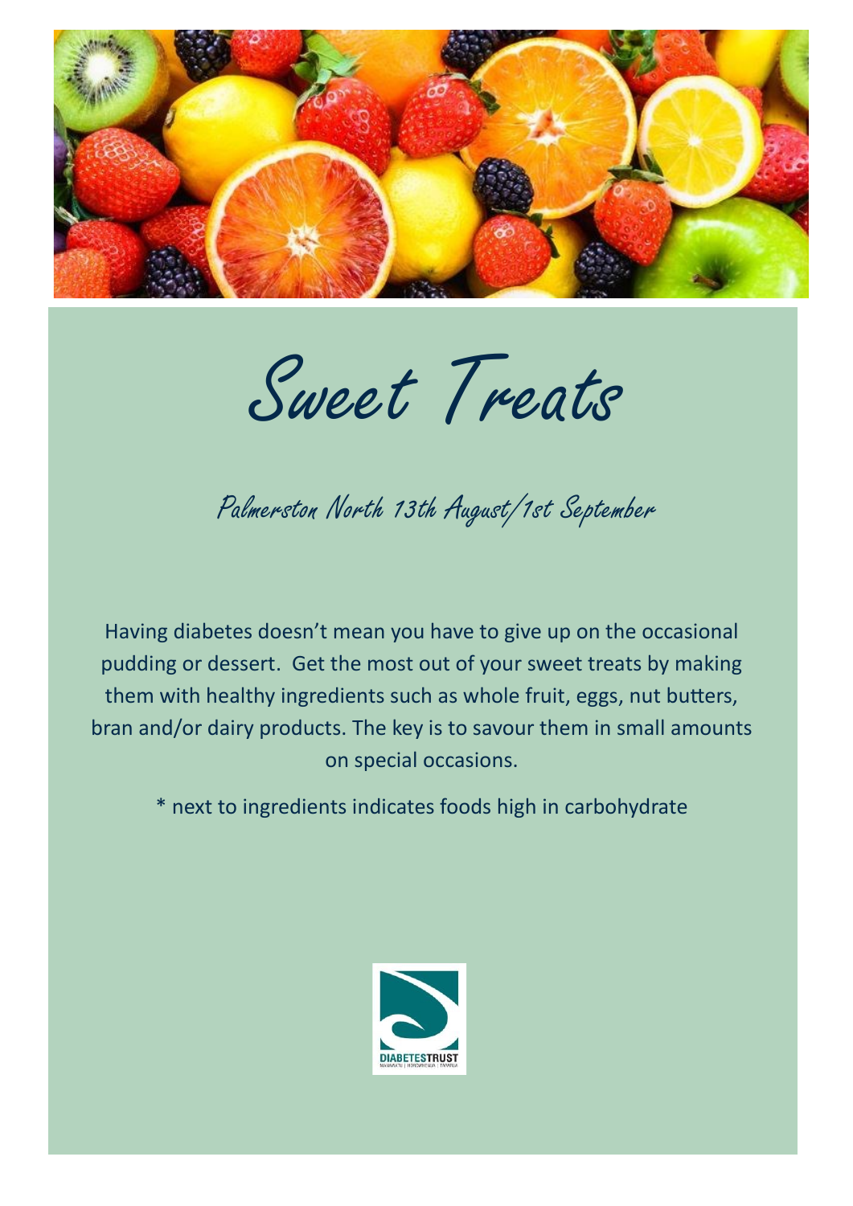# Sweet Treats

## Palmerston North 13th August/1st September

Having diabetes doesn't mean you have to give up on the occasional pudding or dessert. Get the most out of your sweet treats by making them with healthy ingredients such as whole fruit, eggs, nut butters, bran and/or dairy products. The key is to savour them in small amounts on special occasions.

* next to ingredients indicates foods high in carbohydrate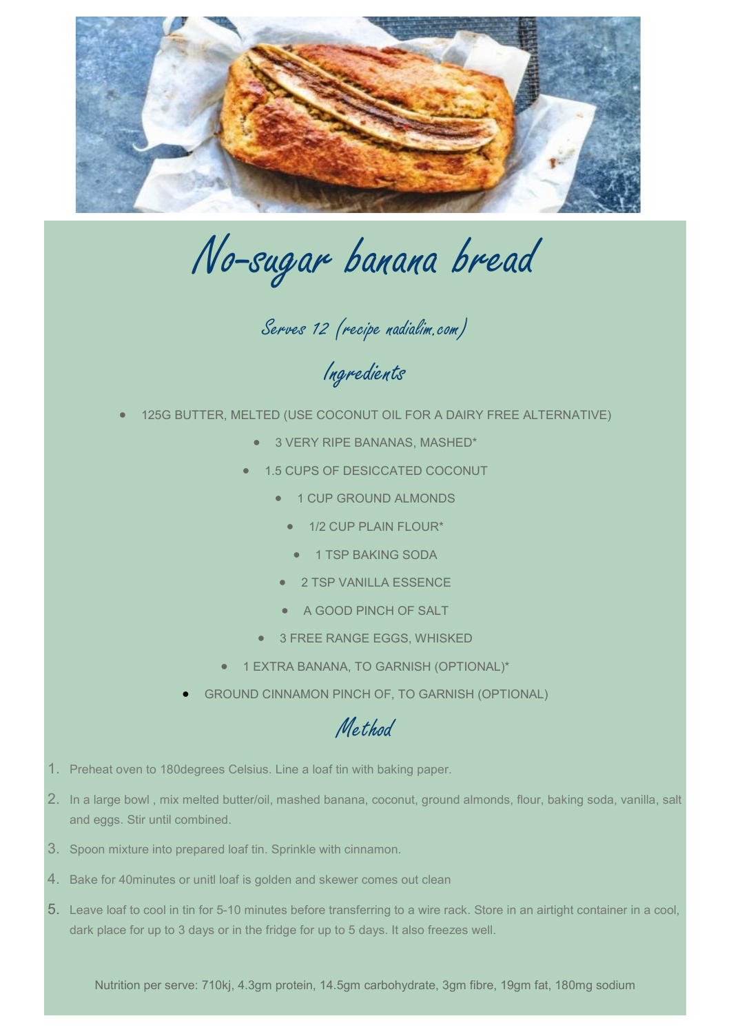# No-sugar banana bread

### Serves 12 (recipe nadialim.com)

## Ingredients

- 125G BUTTER, MELTED (USE COCONUT OIL FOR A DAIRY FREE ALTERNATIVE)
- 3 VERY RIPE BANANAS, MASHED*
- 1.5 CUPS OF DESICCATED COCONUT
- 1 CUP GROUND ALMONDS
- 1/2 CUP PLAIN FLOUR*
- 1 TSP BAKING SODA
- 2 TSP VANILLA ESSENCE
- A GOOD PINCH OF SALT
- 3 FREE RANGE EGGS, WHISKED
- 1 EXTRA BANANA, TO GARNISH (OPTIONAL)*
- GROUND CINNAMON PINCH OF, TO GARNISH (OPTIONAL)

## Method

1. Preheat oven to 180degrees Celsius. Line a loaf tin with baking paper.
2. In a large bowl , mix melted butter/oil, mashed banana, coconut, ground almonds, flour, baking soda, vanilla, salt and eggs. Stir until combined.
3. Spoon mixture into prepared loaf tin. Sprinkle with cinnamon.
4. Bake for 40minutes or unitl loaf is golden and skewer comes out clean
5. Leave loaf to cool in tin for 5-10 minutes before transferring to a wire rack. Store in an airtight container in a cool, dark place for up to 3 days or in the fridge for up to 5 days. It also freezes well.

Nutrition per serve: 710kj, 4.3gm protein, 14.5gm carbohydrate, 3gm fibre, 19gm fat, 180mg sodium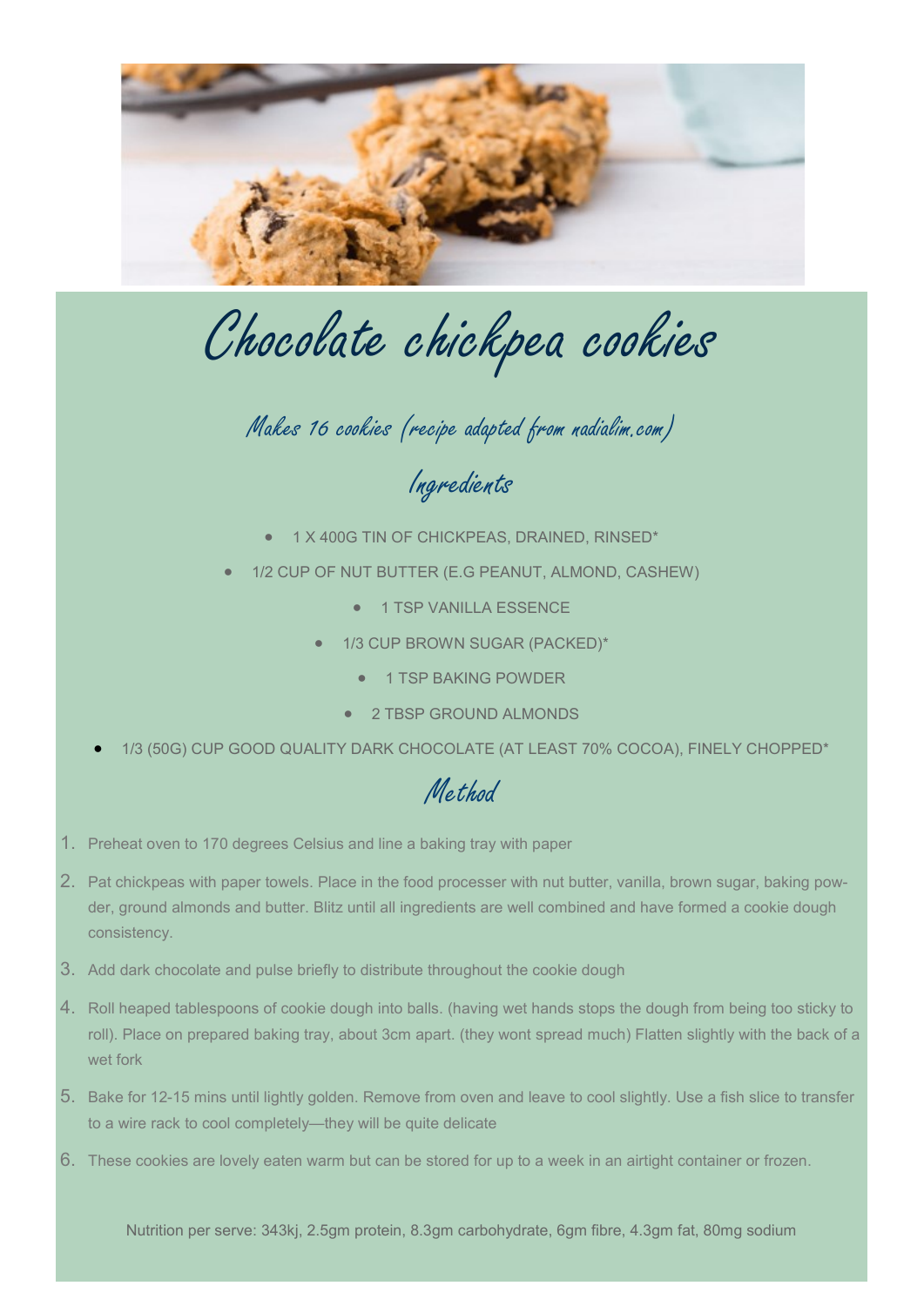# Chocolate chickpea cookies

*Makes 16 cookies (recipe adapted from nadialim.com)*

## Ingredients

- 1 X 400G TIN OF CHICKPEAS, DRAINED, RINSED*
- 1/2 CUP OF NUT BUTTER (E.G PEANUT, ALMOND, CASHEW)
- 1 TSP VANILLA ESSENCE
- 1/3 CUP BROWN SUGAR (PACKED)*
- 1 TSP BAKING POWDER
- 2 TBSP GROUND ALMONDS
- 1/3 (50G) CUP GOOD QUALITY DARK CHOCOLATE (AT LEAST 70% COCOA), FINELY CHOPPED*

## Method

1. Preheat oven to 170 degrees Celsius and line a baking tray with paper
2. Pat chickpeas with paper towels. Place in the food processer with nut butter, vanilla, brown sugar, baking powder, ground almonds and butter. Blitz until all ingredients are well combined and have formed a cookie dough consistency.
3. Add dark chocolate and pulse briefly to distribute throughout the cookie dough
4. Roll heaped tablespoons of cookie dough into balls. (having wet hands stops the dough from being too sticky to roll). Place on prepared baking tray, about 3cm apart. (they wont spread much) Flatten slightly with the back of a wet fork
5. Bake for 12-15 mins until lightly golden. Remove from oven and leave to cool slightly. Use a fish slice to transfer to a wire rack to cool completely—they will be quite delicate
6. These cookies are lovely eaten warm but can be stored for up to a week in an airtight container or frozen.

Nutrition per serve: 343kj, 2.5gm protein, 8.3gm carbohydrate, 6gm fibre, 4.3gm fat, 80mg sodium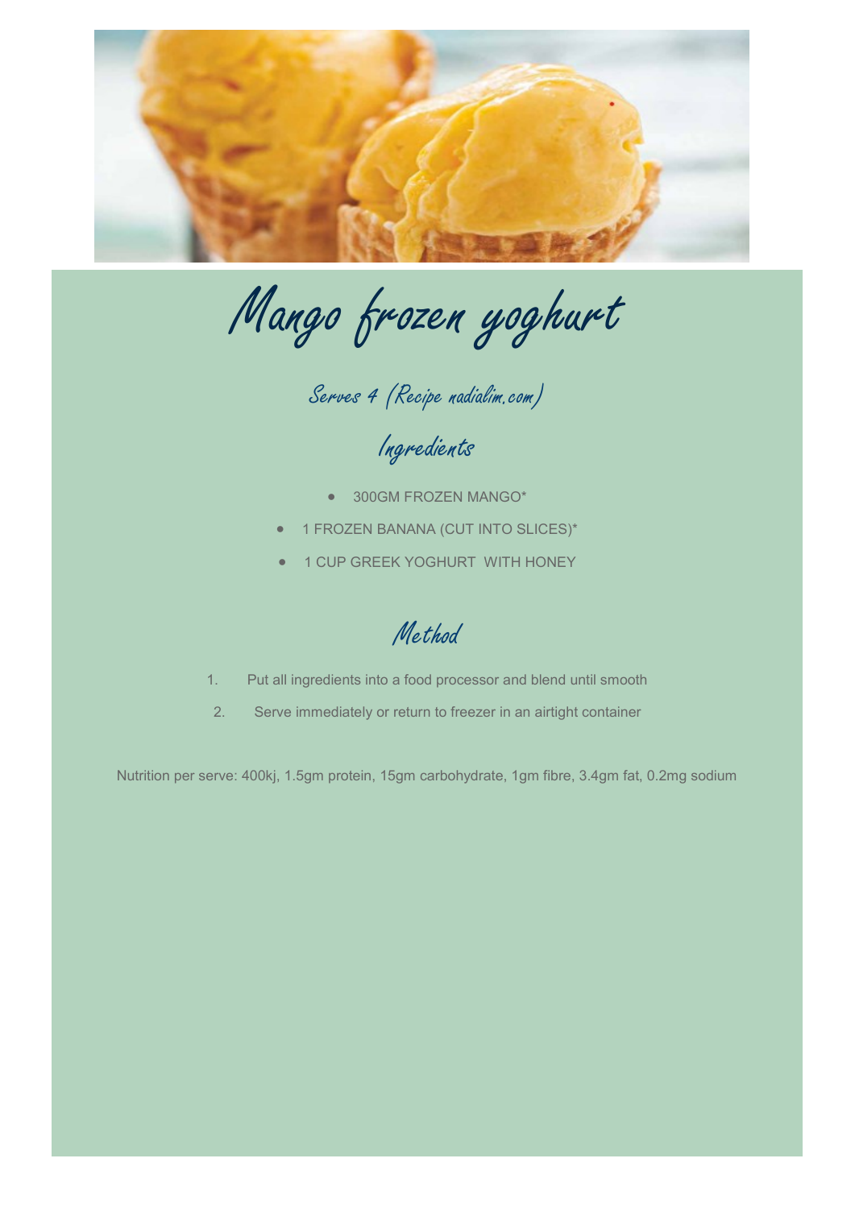# Mango frozen yoghurt

Serves 4 (Recipe nadialim.com)

## Ingredients

- 300GM FROZEN MANGO*
- 1 FROZEN BANANA (CUT INTO SLICES)*
- 1 CUP GREEK YOGHURT WITH HONEY

## Method

1. Put all ingredients into a food processor and blend until smooth
2. Serve immediately or return to freezer in an airtight container

Nutrition per serve: 400kj, 1.5gm protein, 15gm carbohydrate, 1gm fibre, 3.4gm fat, 0.2mg sodium